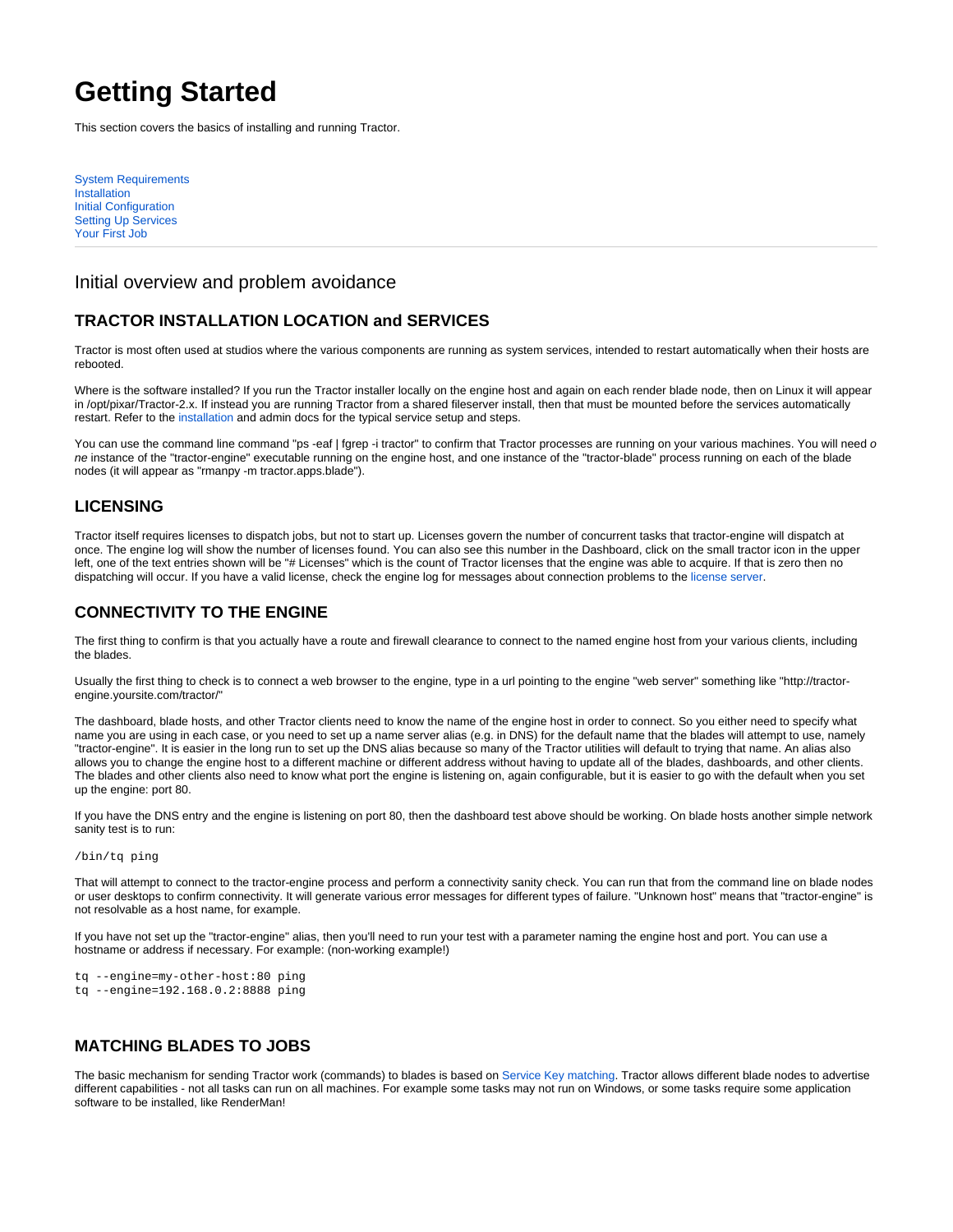# Getting Started

This section covers the basics of installing and running Tractor.

System Requirements
Installation
Initial Configuration
Setting Up Services
Your First Job

---

## Initial overview and problem avoidance

### TRACTOR INSTALLATION LOCATION and SERVICES

Tractor is most often used at studios where the various components are running as system services, intended to restart automatically when their hosts are rebooted.

Where is the software installed? If you run the Tractor installer locally on the engine host and again on each render blade node, then on Linux it will appear in /opt/pixar/Tractor-2.x. If instead you are running Tractor from a shared fileserver install, then that must be mounted before the services automatically restart. Refer to the installation and admin docs for the typical service setup and steps.

You can use the command line command "ps -eaf | fgrep -i tractor" to confirm that Tractor processes are running on your various machines. You will need *one* instance of the "tractor-engine" executable running on the engine host, and one instance of the "tractor-blade" process running on each of the blade nodes (it will appear as "rmanpy -m tractor.apps.blade").

### LICENSING

Tractor itself requires licenses to dispatch jobs, but not to start up. Licenses govern the number of concurrent tasks that tractor-engine will dispatch at once. The engine log will show the number of licenses found. You can also see this number in the Dashboard, click on the small tractor icon in the upper left, one of the text entries shown will be "# Licenses" which is the count of Tractor licenses that the engine was able to acquire. If that is zero then no dispatching will occur. If you have a valid license, check the engine log for messages about connection problems to the license server.

### CONNECTIVITY TO THE ENGINE

The first thing to confirm is that you actually have a route and firewall clearance to connect to the named engine host from your various clients, including the blades.

Usually the first thing to check is to connect a web browser to the engine, type in a url pointing to the engine "web server" something like "http://tractor-engine.yoursite.com/tractor/"

The dashboard, blade hosts, and other Tractor clients need to know the name of the engine host in order to connect. So you either need to specify what name you are using in each case, or you need to set up a name server alias (e.g. in DNS) for the default name that the blades will attempt to use, namely "tractor-engine". It is easier in the long run to set up the DNS alias because so many of the Tractor utilities will default to trying that name. An alias also allows you to change the engine host to a different machine or different address without having to update all of the blades, dashboards, and other clients. The blades and other clients also need to know what port the engine is listening on, again configurable, but it is easier to go with the default when you set up the engine: port 80.

If you have the DNS entry and the engine is listening on port 80, then the dashboard test above should be working. On blade hosts another simple network sanity test is to run:

```
/bin/tq ping
```

That will attempt to connect to the tractor-engine process and perform a connectivity sanity check. You can run that from the command line on blade nodes or user desktops to confirm connectivity. It will generate various error messages for different types of failure. "Unknown host" means that "tractor-engine" is not resolvable as a host name, for example.

If you have not set up the "tractor-engine" alias, then you'll need to run your test with a parameter naming the engine host and port. You can use a hostname or address if necessary. For example: (non-working example!)

```
tq --engine=my-other-host:80 ping
tq --engine=192.168.0.2:8888 ping
```

### MATCHING BLADES TO JOBS

The basic mechanism for sending Tractor work (commands) to blades is based on Service Key matching. Tractor allows different blade nodes to advertise different capabilities - not all tasks can run on all machines. For example some tasks may not run on Windows, or some tasks require some application software to be installed, like RenderMan!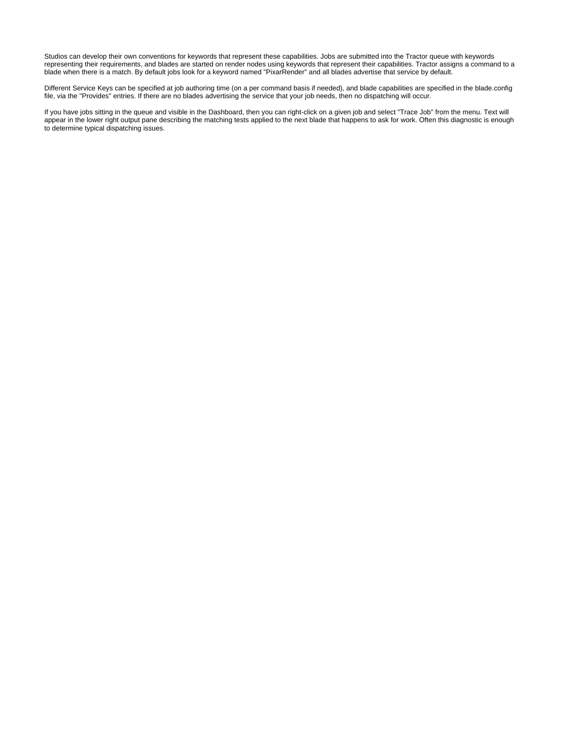Studios can develop their own conventions for keywords that represent these capabilities. Jobs are submitted into the Tractor queue with keywords representing their requirements, and blades are started on render nodes using keywords that represent their capabilities. Tractor assigns a command to a blade when there is a match. By default jobs look for a keyword named "PixarRender" and all blades advertise that service by default.

Different Service Keys can be specified at job authoring time (on a per command basis if needed), and blade capabilities are specified in the blade.config file, via the "Provides" entries. If there are no blades advertising the service that your job needs, then no dispatching will occur.

If you have jobs sitting in the queue and visible in the Dashboard, then you can right-click on a given job and select "Trace Job" from the menu. Text will appear in the lower right output pane describing the matching tests applied to the next blade that happens to ask for work. Often this diagnostic is enough to determine typical dispatching issues.